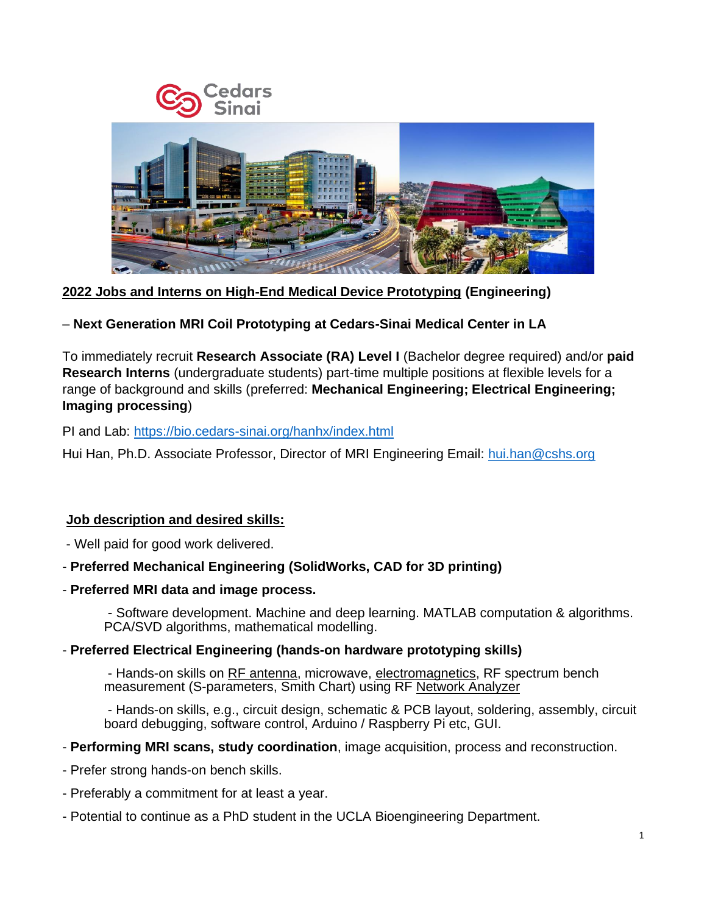**2022 Jobs and Interns on High-End Medical Device Prototyping (Engineering)**

– **Next Generation MRI Coil Prototyping at Cedars-Sinai Medical Center in LA**

To immediately recruit **Research Associate (RA) Level I** (Bachelor degree required) and/or **paid Research Interns** (undergraduate students) part-time multiple positions at flexible levels for a range of background and skills (preferred: **Mechanical Engineering; Electrical Engineering; Imaging processing**)

PI and Lab: https://bio.cedars-sinai.org/hanhx/index.html

Hui Han, Ph.D. Associate Professor, Director of MRI Engineering Email: hui.han@cshs.org

## Job description and desired skills:

- Well paid for good work delivered.
- **Preferred Mechanical Engineering (SolidWorks, CAD for 3D printing)**
- **Preferred MRI data and image process.**
    - Software development. Machine and deep learning. MATLAB computation & algorithms. PCA/SVD algorithms, mathematical modelling.
- **Preferred Electrical Engineering (hands-on hardware prototyping skills)**
    - Hands-on skills on RF antenna, microwave, electromagnetics, RF spectrum bench measurement (S-parameters, Smith Chart) using RF Network Analyzer
    - Hands-on skills, e.g., circuit design, schematic & PCB layout, soldering, assembly, circuit board debugging, software control, Arduino / Raspberry Pi etc, GUI.
- **Performing MRI scans, study coordination**, image acquisition, process and reconstruction.
- Prefer strong hands-on bench skills.
- Preferably a commitment for at least a year.
- Potential to continue as a PhD student in the UCLA Bioengineering Department.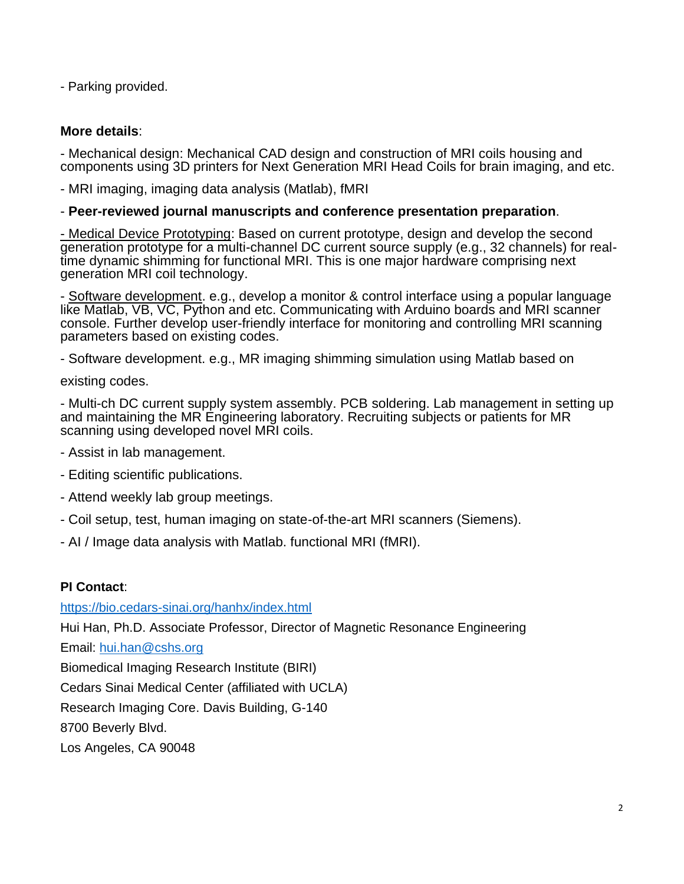- Parking provided.

**More details**:

- Mechanical design: Mechanical CAD design and construction of MRI coils housing and components using 3D printers for Next Generation MRI Head Coils for brain imaging, and etc.

- MRI imaging, imaging data analysis (Matlab), fMRI

- **Peer-reviewed journal manuscripts and conference presentation preparation**.

- Medical Device Prototyping: Based on current prototype, design and develop the second generation prototype for a multi-channel DC current source supply (e.g., 32 channels) for real-time dynamic shimming for functional MRI. This is one major hardware comprising next generation MRI coil technology.

- Software development. e.g., develop a monitor & control interface using a popular language like Matlab, VB, VC, Python and etc. Communicating with Arduino boards and MRI scanner console. Further develop user-friendly interface for monitoring and controlling MRI scanning parameters based on existing codes.

- Software development. e.g., MR imaging shimming simulation using Matlab based on existing codes.

- Multi-ch DC current supply system assembly. PCB soldering. Lab management in setting up and maintaining the MR Engineering laboratory. Recruiting subjects or patients for MR scanning using developed novel MRI coils.

- Assist in lab management.

- Editing scientific publications.

- Attend weekly lab group meetings.

- Coil setup, test, human imaging on state-of-the-art MRI scanners (Siemens).

- AI / Image data analysis with Matlab. functional MRI (fMRI).

**PI Contact**:

https://bio.cedars-sinai.org/hanhx/index.html

Hui Han, Ph.D. Associate Professor, Director of Magnetic Resonance Engineering

Email: hui.han@cshs.org

Biomedical Imaging Research Institute (BIRI)

Cedars Sinai Medical Center (affiliated with UCLA)

Research Imaging Core. Davis Building, G-140

8700 Beverly Blvd.

Los Angeles, CA 90048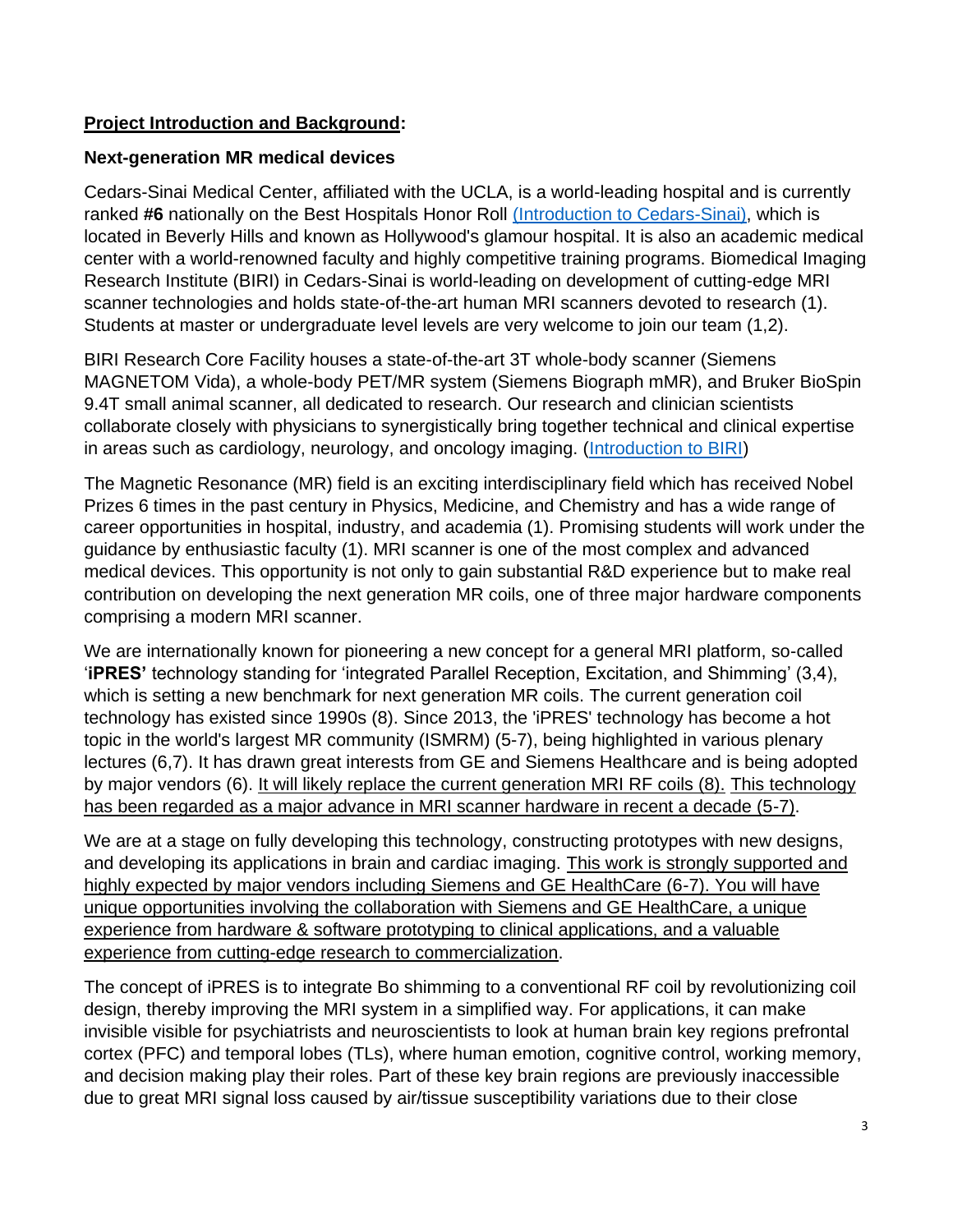## **Project Introduction and Background:**

**Next-generation MR medical devices**

Cedars-Sinai Medical Center, affiliated with the UCLA, is a world-leading hospital and is currently ranked **#6** nationally on the Best Hospitals Honor Roll [(Introduction to Cedars-Sinai)](), which is located in Beverly Hills and known as Hollywood's glamour hospital. It is also an academic medical center with a world-renowned faculty and highly competitive training programs. Biomedical Imaging Research Institute (BIRI) in Cedars-Sinai is world-leading on development of cutting-edge MRI scanner technologies and holds state-of-the-art human MRI scanners devoted to research (1). Students at master or undergraduate level levels are very welcome to join our team (1,2).

BIRI Research Core Facility houses a state-of-the-art 3T whole-body scanner (Siemens MAGNETOM Vida), a whole-body PET/MR system (Siemens Biograph mMR), and Bruker BioSpin 9.4T small animal scanner, all dedicated to research. Our research and clinician scientists collaborate closely with physicians to synergistically bring together technical and clinical expertise in areas such as cardiology, neurology, and oncology imaging. ([Introduction to BIRI]())

The Magnetic Resonance (MR) field is an exciting interdisciplinary field which has received Nobel Prizes 6 times in the past century in Physics, Medicine, and Chemistry and has a wide range of career opportunities in hospital, industry, and academia (1). Promising students will work under the guidance by enthusiastic faculty (1). MRI scanner is one of the most complex and advanced medical devices. This opportunity is not only to gain substantial R&D experience but to make real contribution on developing the next generation MR coils, one of three major hardware components comprising a modern MRI scanner.

We are internationally known for pioneering a new concept for a general MRI platform, so-called '**iPRES'** technology standing for 'integrated Parallel Reception, Excitation, and Shimming' (3,4), which is setting a new benchmark for next generation MR coils. The current generation coil technology has existed since 1990s (8). Since 2013, the 'iPRES' technology has become a hot topic in the world's largest MR community (ISMRM) (5-7), being highlighted in various plenary lectures (6,7). It has drawn great interests from GE and Siemens Healthcare and is being adopted by major vendors (6). <u>It will likely replace the current generation MRI RF coils (8).</u> <u>This technology has been regarded as a major advance in MRI scanner hardware in recent a decade (5-7)</u>.

We are at a stage on fully developing this technology, constructing prototypes with new designs, and developing its applications in brain and cardiac imaging. <u>This work is strongly supported and highly expected by major vendors including Siemens and GE HealthCare (6-7). You will have unique opportunities involving the collaboration with Siemens and GE HealthCare, a unique experience from hardware & software prototyping to clinical applications, and a valuable experience from cutting-edge research to commercialization</u>.

The concept of iPRES is to integrate Bo shimming to a conventional RF coil by revolutionizing coil design, thereby improving the MRI system in a simplified way. For applications, it can make invisible visible for psychiatrists and neuroscientists to look at human brain key regions prefrontal cortex (PFC) and temporal lobes (TLs), where human emotion, cognitive control, working memory, and decision making play their roles. Part of these key brain regions are previously inaccessible due to great MRI signal loss caused by air/tissue susceptibility variations due to their close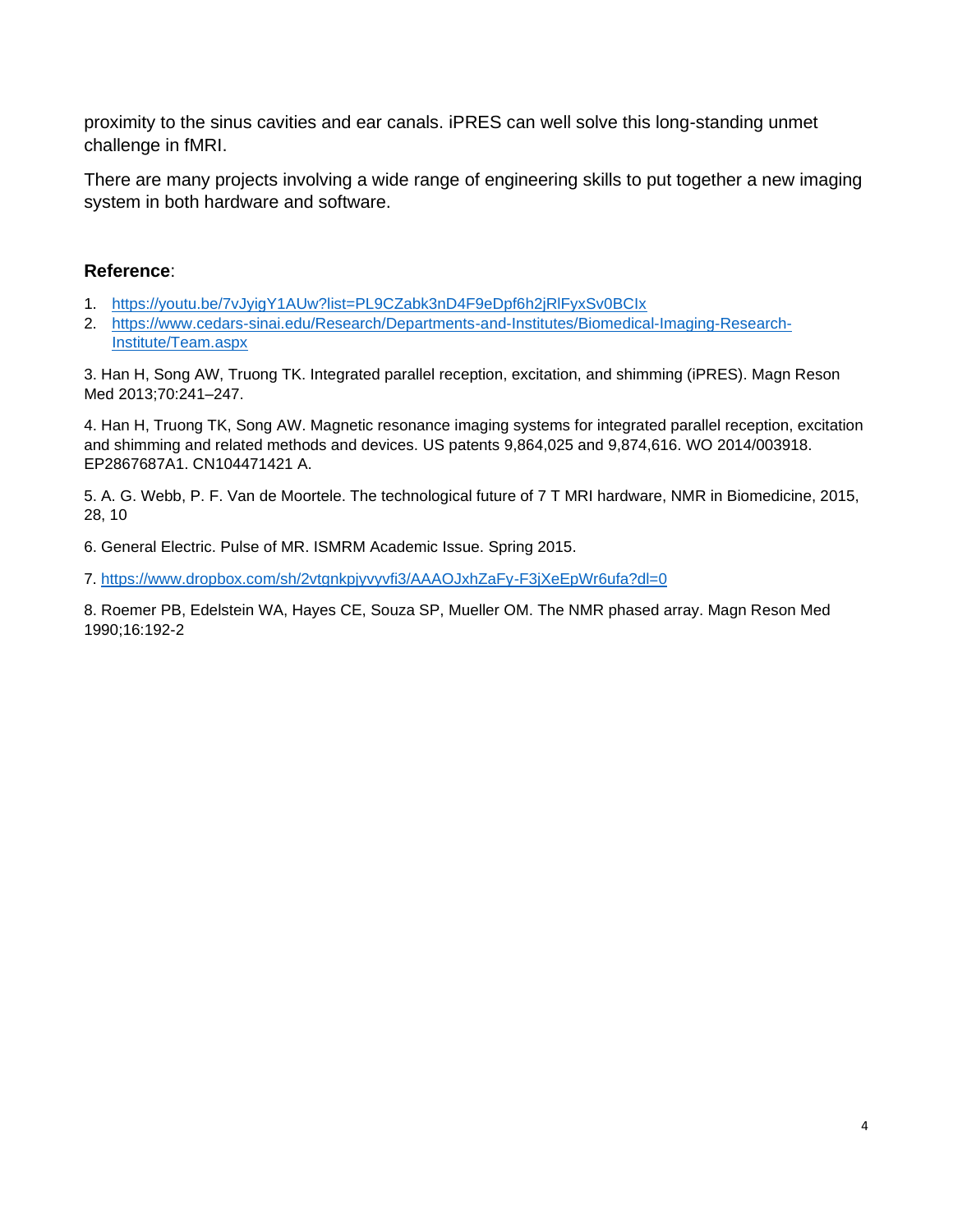proximity to the sinus cavities and ear canals. iPRES can well solve this long-standing unmet challenge in fMRI.

There are many projects involving a wide range of engineering skills to put together a new imaging system in both hardware and software.

**Reference**:

1. https://youtu.be/7vJyigY1AUw?list=PL9CZabk3nD4F9eDpf6h2jRlFyxSv0BCIx
2. https://www.cedars-sinai.edu/Research/Departments-and-Institutes/Biomedical-Imaging-Research-Institute/Team.aspx

3. Han H, Song AW, Truong TK. Integrated parallel reception, excitation, and shimming (iPRES). Magn Reson Med 2013;70:241–247.

4. Han H, Truong TK, Song AW. Magnetic resonance imaging systems for integrated parallel reception, excitation and shimming and related methods and devices. US patents 9,864,025 and 9,874,616. WO 2014/003918. EP2867687A1. CN104471421 A.

5. A. G. Webb, P. F. Van de Moortele. The technological future of 7 T MRI hardware, NMR in Biomedicine, 2015, 28, 10

6. General Electric. Pulse of MR. ISMRM Academic Issue. Spring 2015.

7. https://www.dropbox.com/sh/2vtgnkpjyvyvfi3/AAAOJxhZaFy-F3jXeEpWr6ufa?dl=0

8. Roemer PB, Edelstein WA, Hayes CE, Souza SP, Mueller OM. The NMR phased array. Magn Reson Med 1990;16:192-2